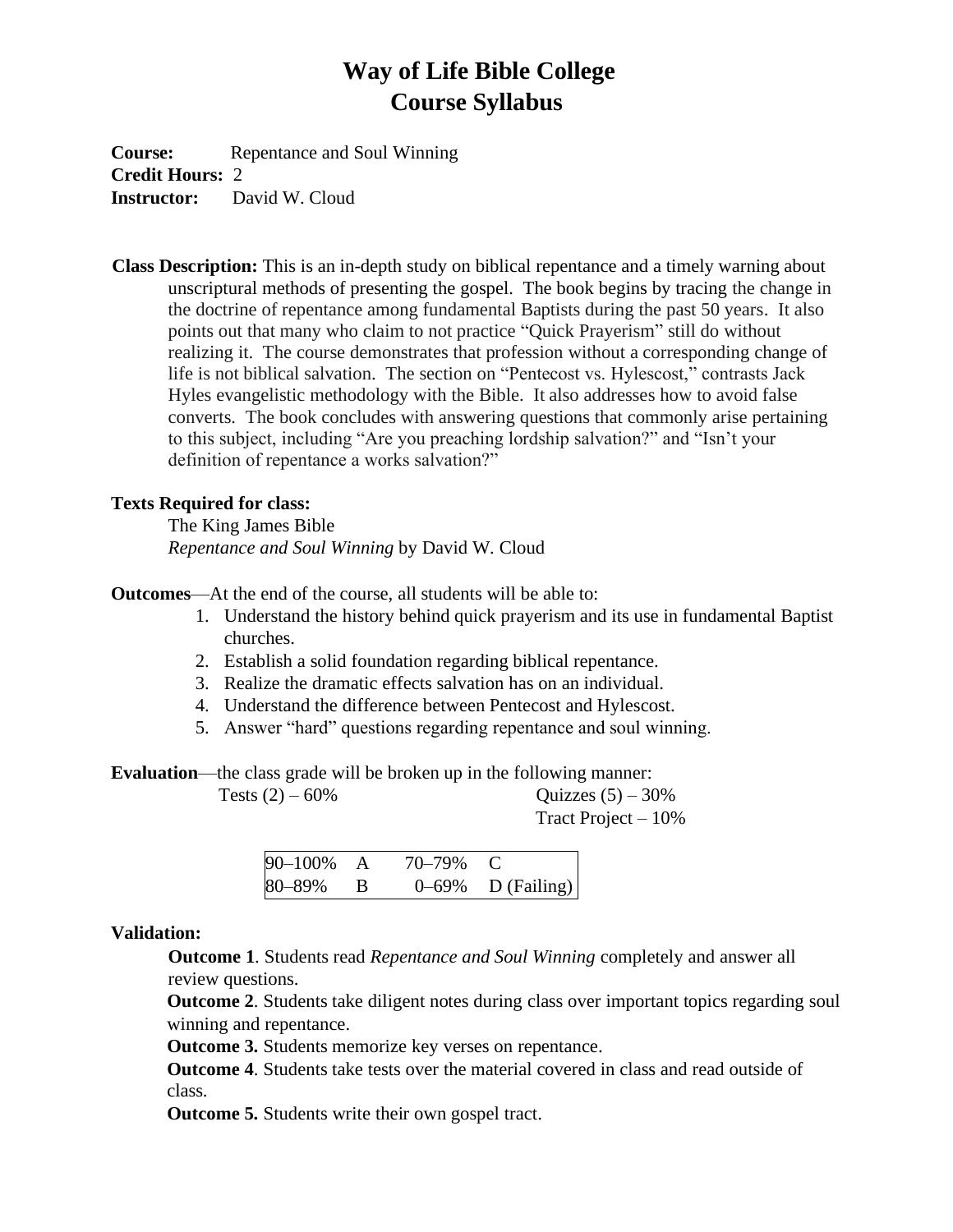# Way of Life Bible College
# Course Syllabus

**Course:** Repentance and Soul Winning
**Credit Hours:** 2
**Instructor:** David W. Cloud

**Class Description:** This is an in-depth study on biblical repentance and a timely warning about unscriptural methods of presenting the gospel. The book begins by tracing the change in the doctrine of repentance among fundamental Baptists during the past 50 years. It also points out that many who claim to not practice "Quick Prayerism" still do without realizing it. The course demonstrates that profession without a corresponding change of life is not biblical salvation. The section on "Pentecost vs. Hylescost," contrasts Jack Hyles evangelistic methodology with the Bible. It also addresses how to avoid false converts. The book concludes with answering questions that commonly arise pertaining to this subject, including "Are you preaching lordship salvation?" and "Isn't your definition of repentance a works salvation?"

**Texts Required for class:**

The King James Bible
*Repentance and Soul Winning* by David W. Cloud

**Outcomes**—At the end of the course, all students will be able to:

1. Understand the history behind quick prayerism and its use in fundamental Baptist churches.
2. Establish a solid foundation regarding biblical repentance.
3. Realize the dramatic effects salvation has on an individual.
4. Understand the difference between Pentecost and Hylescost.
5. Answer "hard" questions regarding repentance and soul winning.

**Evaluation**—the class grade will be broken up in the following manner:

Tests (2) – 60%
Quizzes (5) – 30%
Tract Project – 10%

| 90–100% | A | 70–79% | C |
|---|---|---|---|
| 80–89% | B | 0–69% | D (Failing) |

**Validation:**

**Outcome 1**. Students read *Repentance and Soul Winning* completely and answer all review questions.

**Outcome 2**. Students take diligent notes during class over important topics regarding soul winning and repentance.

**Outcome 3.** Students memorize key verses on repentance.

**Outcome 4**. Students take tests over the material covered in class and read outside of class.

**Outcome 5.** Students write their own gospel tract.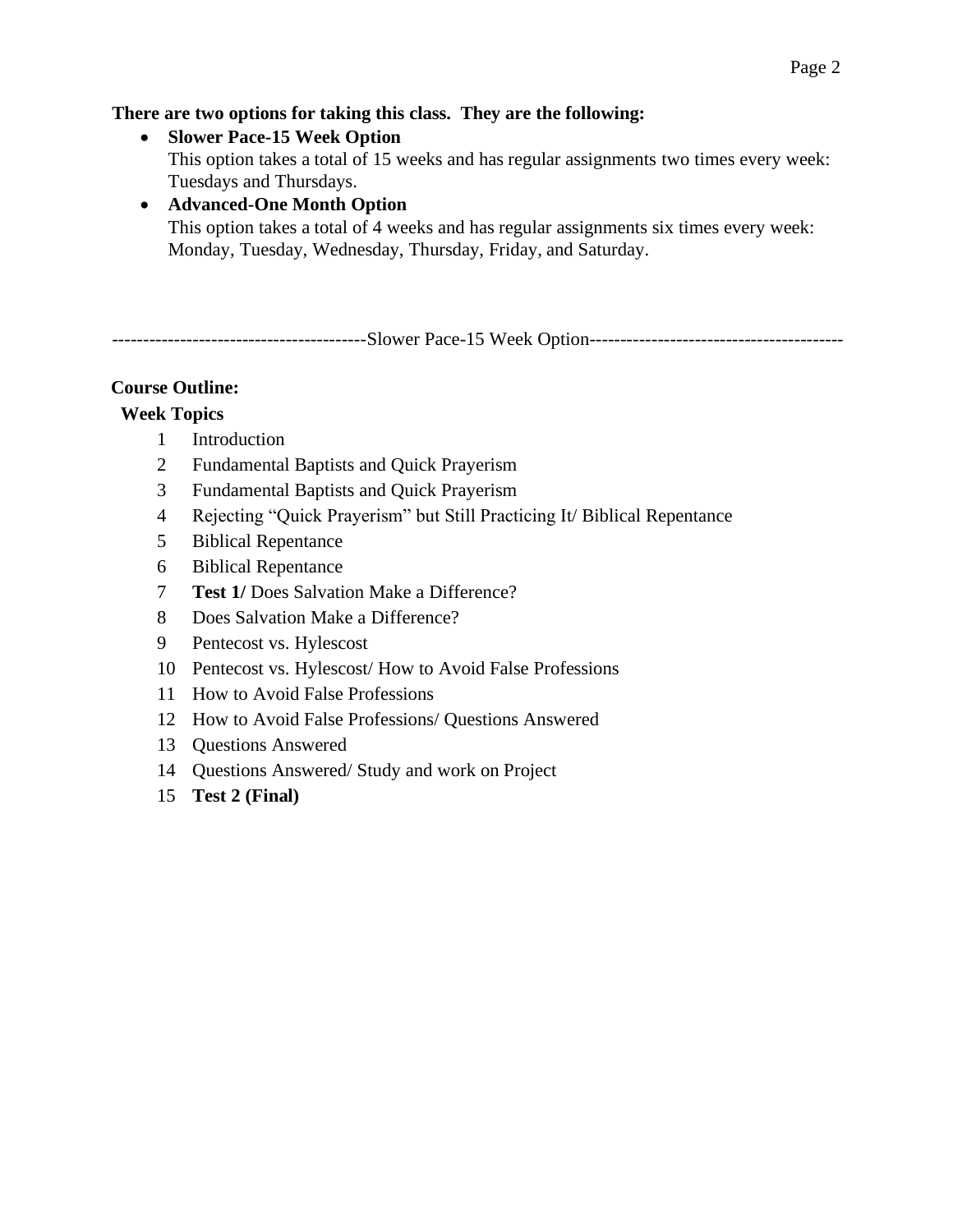**There are two options for taking this class. They are the following:**

- **Slower Pace-15 Week Option**
  This option takes a total of 15 weeks and has regular assignments two times every week: Tuesdays and Thursdays.
- **Advanced-One Month Option**
  This option takes a total of 4 weeks and has regular assignments six times every week: Monday, Tuesday, Wednesday, Thursday, Friday, and Saturday.

----------------------------------------Slower Pace-15 Week Option----------------------------------------

**Course Outline:**

| Week | Topics |
| --- | --- |
| 1 | Introduction |
| 2 | Fundamental Baptists and Quick Prayerism |
| 3 | Fundamental Baptists and Quick Prayerism |
| 4 | Rejecting “Quick Prayerism” but Still Practicing It/ Biblical Repentance |
| 5 | Biblical Repentance |
| 6 | Biblical Repentance |
| 7 | **Test 1/** Does Salvation Make a Difference? |
| 8 | Does Salvation Make a Difference? |
| 9 | Pentecost vs. Hylescost |
| 10 | Pentecost vs. Hylescost/ How to Avoid False Professions |
| 11 | How to Avoid False Professions |
| 12 | How to Avoid False Professions/ Questions Answered |
| 13 | Questions Answered |
| 14 | Questions Answered/ Study and work on Project |
| 15 | **Test 2 (Final)** |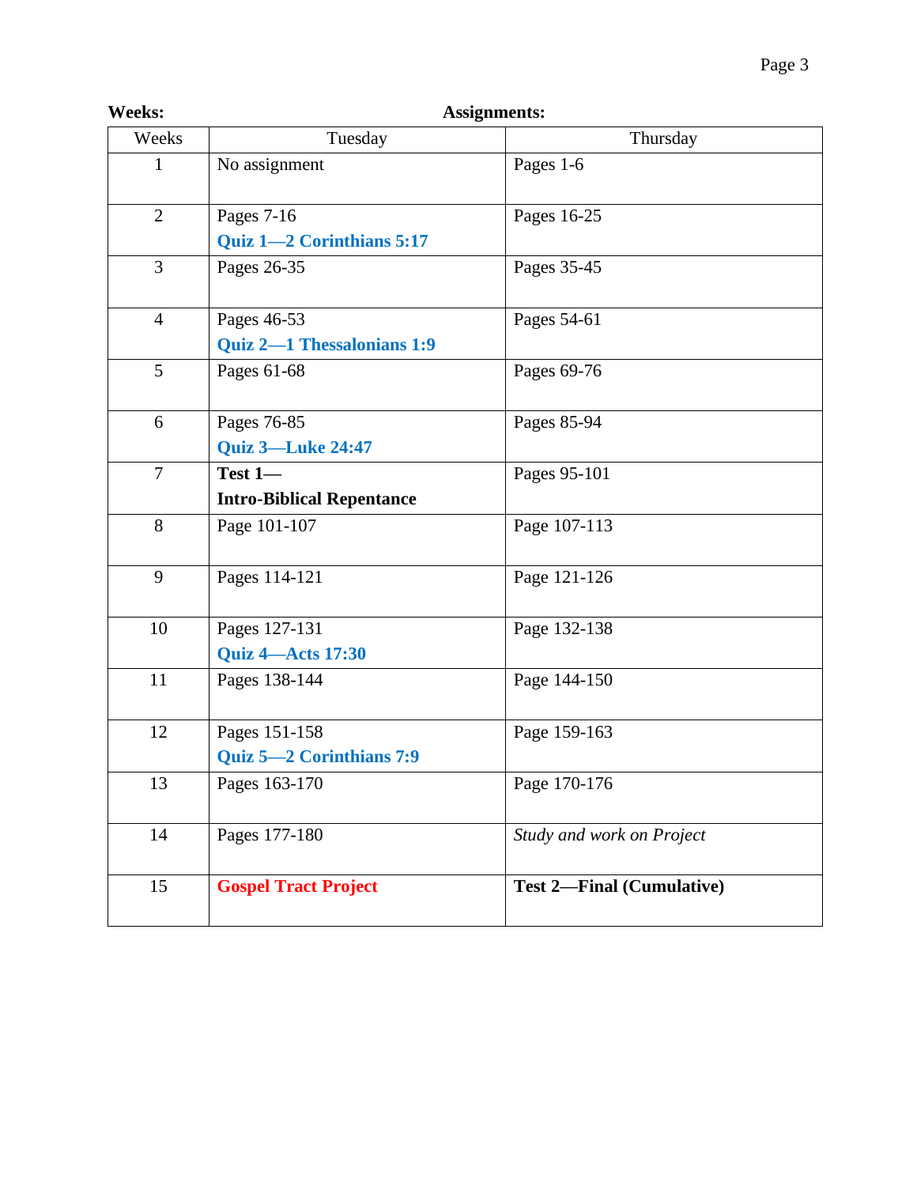**Weeks:** **Assignments:**

| Weeks | Tuesday | Thursday |
|---|---|---|
| 1 | No assignment | Pages 1-6 |
| 2 | Pages 7-16<br>**Quiz 1—2 Corinthians 5:17** | Pages 16-25 |
| 3 | Pages 26-35 | Pages 35-45 |
| 4 | Pages 46-53<br>**Quiz 2—1 Thessalonians 1:9** | Pages 54-61 |
| 5 | Pages 61-68 | Pages 69-76 |
| 6 | Pages 76-85<br>**Quiz 3—Luke 24:47** | Pages 85-94 |
| 7 | **Test 1—**<br>**Intro-Biblical Repentance** | Pages 95-101 |
| 8 | Page 101-107 | Page 107-113 |
| 9 | Pages 114-121 | Page 121-126 |
| 10 | Pages 127-131<br>**Quiz 4—Acts 17:30** | Page 132-138 |
| 11 | Pages 138-144 | Page 144-150 |
| 12 | Pages 151-158<br>**Quiz 5—2 Corinthians 7:9** | Page 159-163 |
| 13 | Pages 163-170 | Page 170-176 |
| 14 | Pages 177-180 | *Study and work on Project* |
| 15 | **Gospel Tract Project** | **Test 2—Final (Cumulative)** |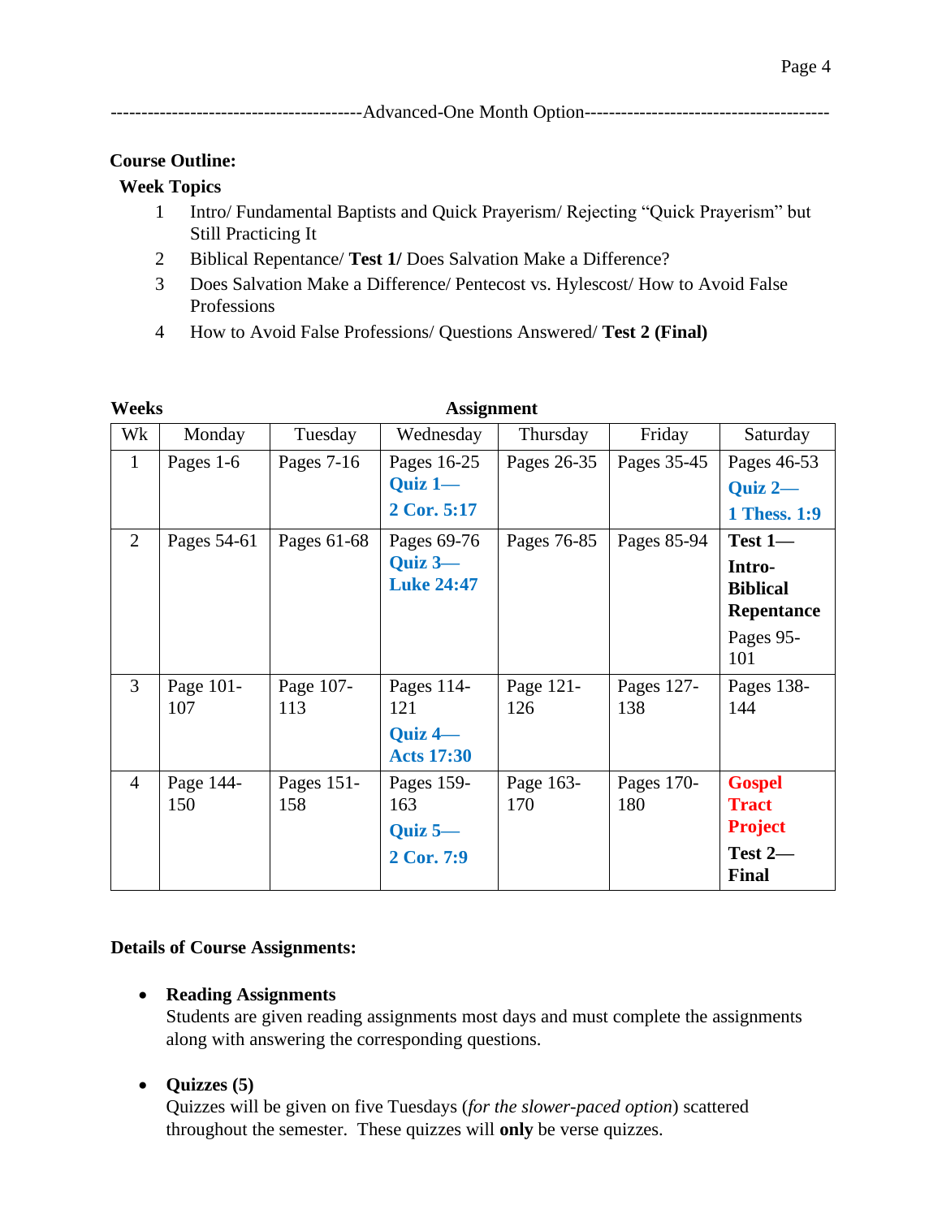----------------------------------------Advanced-One Month Option---------------------------------------

**Course Outline:**

**Week Topics**

1. Intro/ Fundamental Baptists and Quick Prayerism/ Rejecting "Quick Prayerism" but Still Practicing It
2. Biblical Repentance/ **Test 1/** Does Salvation Make a Difference?
3. Does Salvation Make a Difference/ Pentecost vs. Hylescost/ How to Avoid False Professions
4. How to Avoid False Professions/ Questions Answered/ **Test 2 (Final)**

**Weeks** **Assignment**

| Wk | Monday | Tuesday | Wednesday | Thursday | Friday | Saturday |
|---|---|---|---|---|---|---|
| 1 | Pages 1-6 | Pages 7-16 | Pages 16-25 **Quiz 1— 2 Cor. 5:17** | Pages 26-35 | Pages 35-45 | Pages 46-53 **Quiz 2— 1 Thess. 1:9** |
| 2 | Pages 54-61 | Pages 61-68 | Pages 69-76 **Quiz 3— Luke 24:47** | Pages 76-85 | Pages 85-94 | **Test 1— Intro-Biblical Repentance** Pages 95-101 |
| 3 | Page 101-107 | Page 107-113 | Pages 114-121 **Quiz 4— Acts 17:30** | Page 121-126 | Pages 127-138 | Pages 138-144 |
| 4 | Page 144-150 | Pages 151-158 | Pages 159-163 **Quiz 5— 2 Cor. 7:9** | Page 163-170 | Pages 170-180 | **Gospel Tract Project** **Test 2— Final** |

**Details of Course Assignments:**

- **Reading Assignments**
  Students are given reading assignments most days and must complete the assignments along with answering the corresponding questions.

- **Quizzes (5)**
  Quizzes will be given on five Tuesdays (*for the slower-paced option*) scattered throughout the semester. These quizzes will **only** be verse quizzes.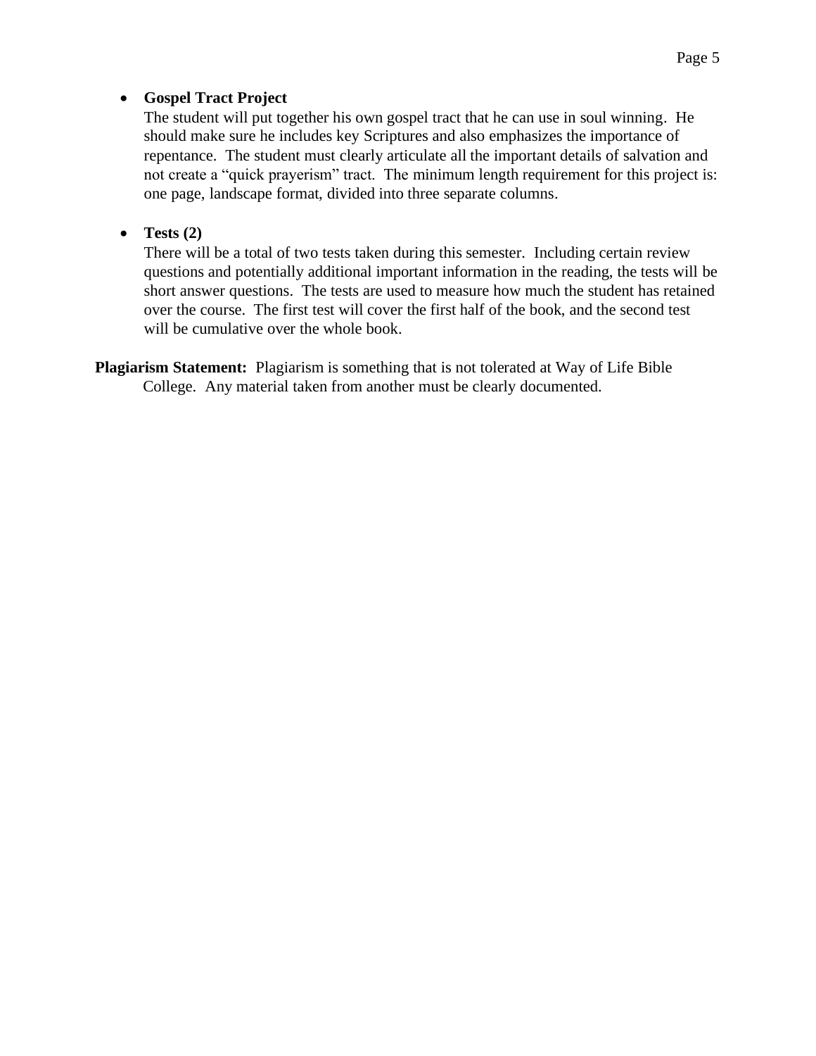- **Gospel Tract Project**
  The student will put together his own gospel tract that he can use in soul winning. He should make sure he includes key Scriptures and also emphasizes the importance of repentance. The student must clearly articulate all the important details of salvation and not create a "quick prayerism" tract. The minimum length requirement for this project is: one page, landscape format, divided into three separate columns.

- **Tests (2)**
  There will be a total of two tests taken during this semester. Including certain review questions and potentially additional important information in the reading, the tests will be short answer questions. The tests are used to measure how much the student has retained over the course. The first test will cover the first half of the book, and the second test will be cumulative over the whole book.

**Plagiarism Statement:** Plagiarism is something that is not tolerated at Way of Life Bible College. Any material taken from another must be clearly documented.